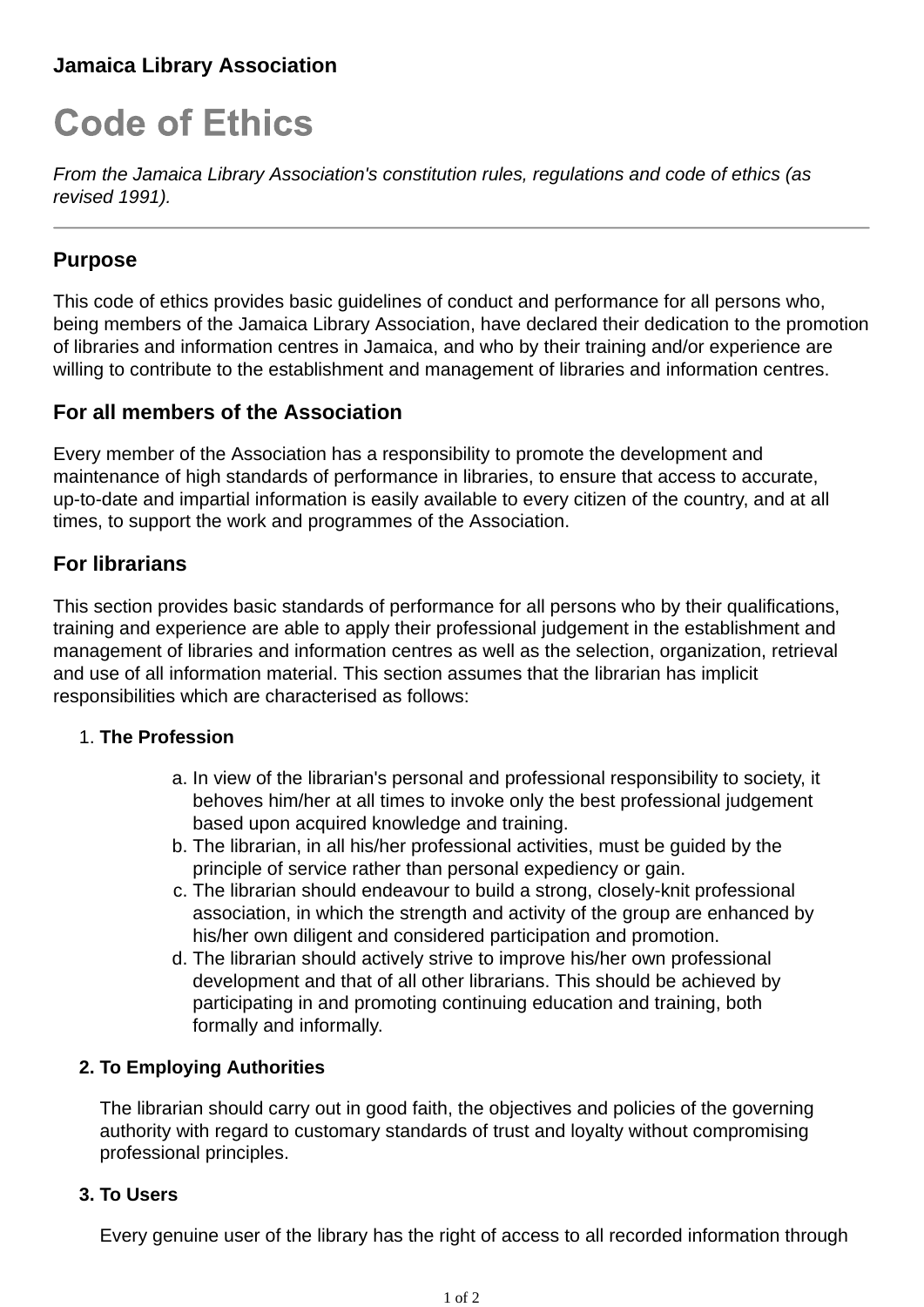**Jamaica Library Association**

# Code of Ethics

*From the Jamaica Library Association's constitution rules, regulations and code of ethics (as revised 1991).*

---

## Purpose

This code of ethics provides basic guidelines of conduct and performance for all persons who, being members of the Jamaica Library Association, have declared their dedication to the promotion of libraries and information centres in Jamaica, and who by their training and/or experience are willing to contribute to the establishment and management of libraries and information centres.

## For all members of the Association

Every member of the Association has a responsibility to promote the development and maintenance of high standards of performance in libraries, to ensure that access to accurate, up-to-date and impartial information is easily available to every citizen of the country, and at all times, to support the work and programmes of the Association.

## For librarians

This section provides basic standards of performance for all persons who by their qualifications, training and experience are able to apply their professional judgement in the establishment and management of libraries and information centres as well as the selection, organization, retrieval and use of all information material. This section assumes that the librarian has implicit responsibilities which are characterised as follows:

1. **The Profession**

   a. In view of the librarian's personal and professional responsibility to society, it behoves him/her at all times to invoke only the best professional judgement based upon acquired knowledge and training.
   b. The librarian, in all his/her professional activities, must be guided by the principle of service rather than personal expediency or gain.
   c. The librarian should endeavour to build a strong, closely-knit professional association, in which the strength and activity of the group are enhanced by his/her own diligent and considered participation and promotion.
   d. The librarian should actively strive to improve his/her own professional development and that of all other librarians. This should be achieved by participating in and promoting continuing education and training, both formally and informally.

2. **To Employing Authorities**

   The librarian should carry out in good faith, the objectives and policies of the governing authority with regard to customary standards of trust and loyalty without compromising professional principles.

3. **To Users**

   Every genuine user of the library has the right of access to all recorded information through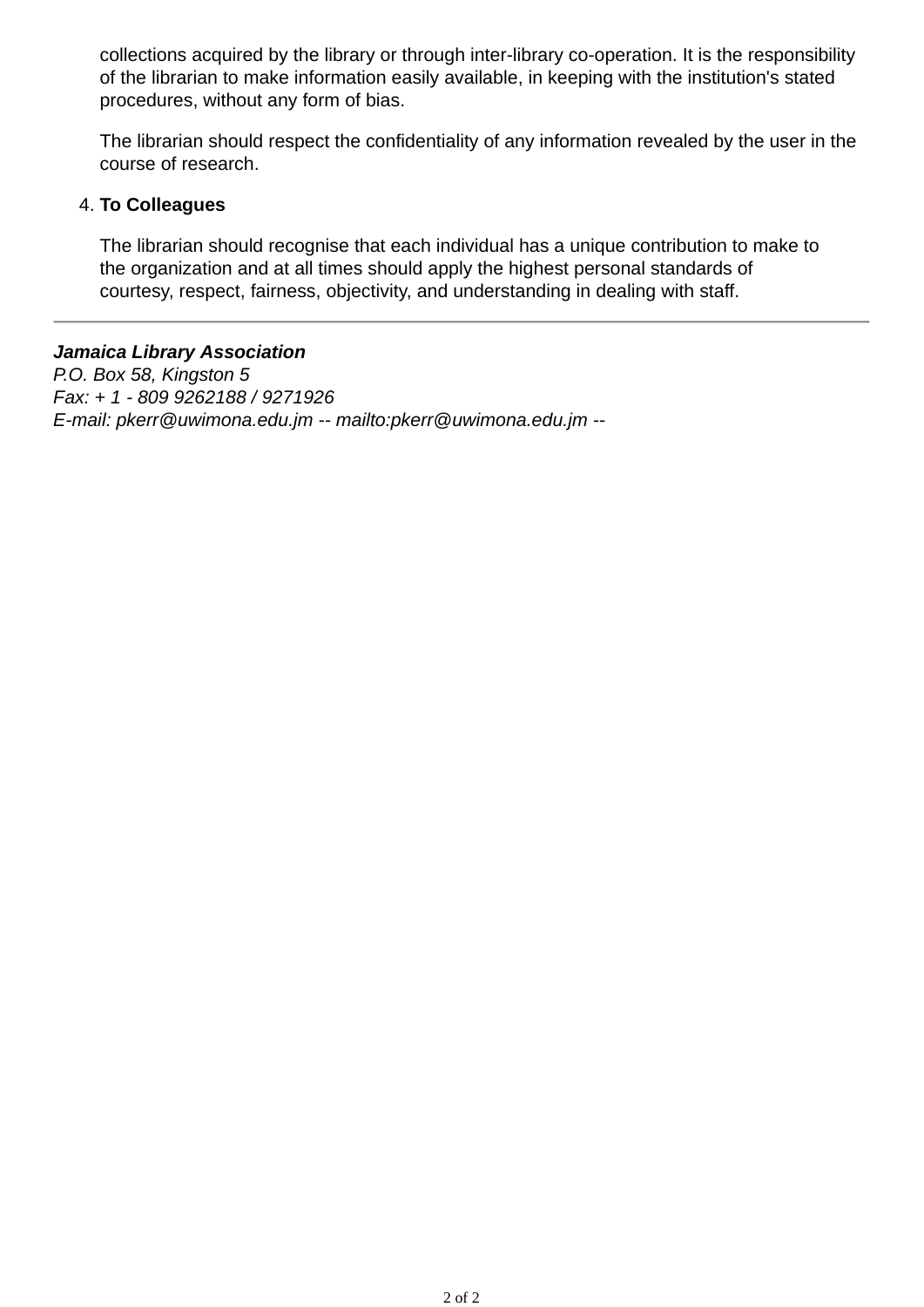collections acquired by the library or through inter-library co-operation. It is the responsibility of the librarian to make information easily available, in keeping with the institution's stated procedures, without any form of bias.

The librarian should respect the confidentiality of any information revealed by the user in the course of research.

4. **To Colleagues**

   The librarian should recognise that each individual has a unique contribution to make to the organization and at all times should apply the highest personal standards of courtesy, respect, fairness, objectivity, and understanding in dealing with staff.

---

***Jamaica Library Association***
*P.O. Box 58, Kingston 5*
*Fax: + 1 - 809 9262188 / 9271926*
*E-mail: pkerr@uwimona.edu.jm -- mailto:pkerr@uwimona.edu.jm --*